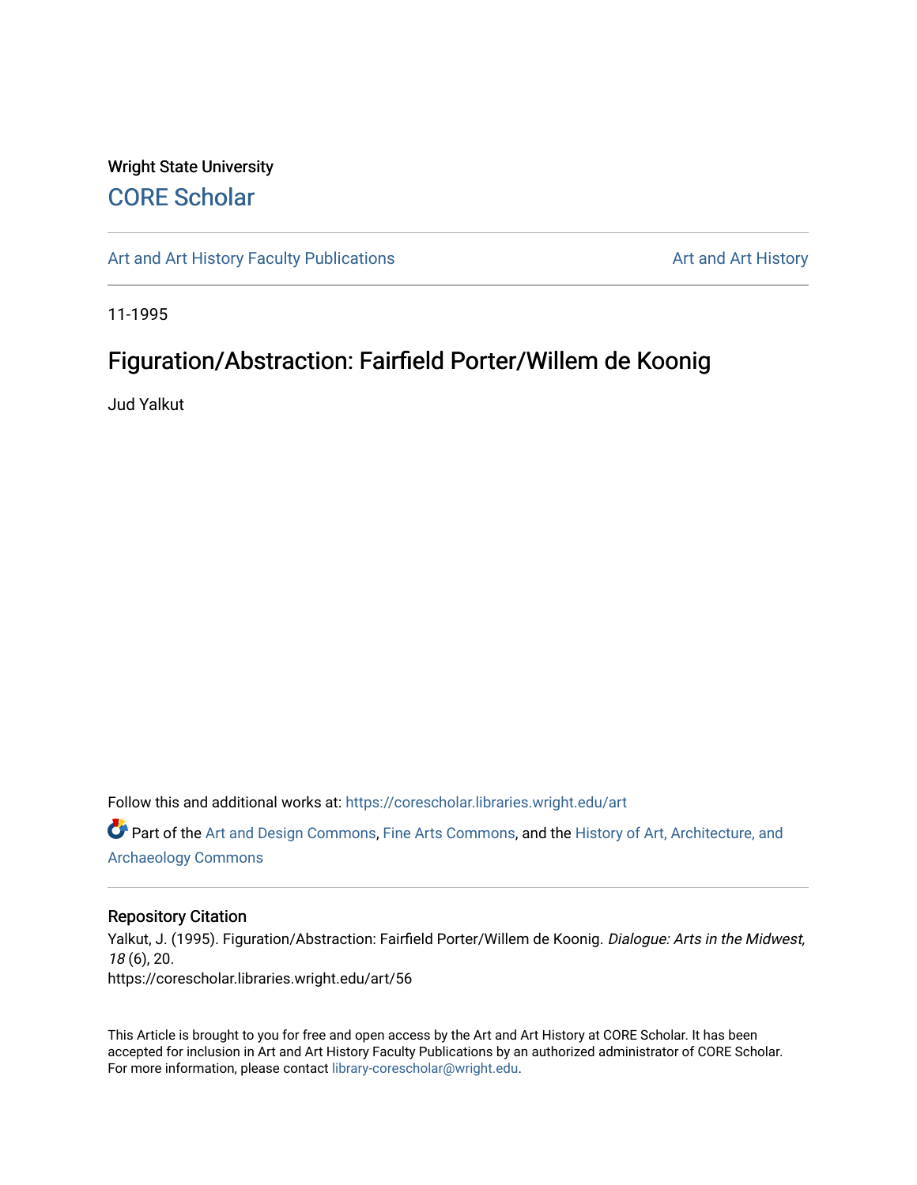Wright State University

# CORE Scholar

Art and Art History Faculty Publications

Art and Art History

11-1995

## Figuration/Abstraction: Fairfield Porter/Willem de Koonig

Jud Yalkut

Follow this and additional works at: https://corescholar.libraries.wright.edu/art

Part of the Art and Design Commons, Fine Arts Commons, and the History of Art, Architecture, and Archaeology Commons

### Repository Citation

Yalkut, J. (1995). Figuration/Abstraction: Fairfield Porter/Willem de Koonig. *Dialogue: Arts in the Midwest, 18* (6), 20.
https://corescholar.libraries.wright.edu/art/56

This Article is brought to you for free and open access by the Art and Art History at CORE Scholar. It has been accepted for inclusion in Art and Art History Faculty Publications by an authorized administrator of CORE Scholar. For more information, please contact library-corescholar@wright.edu.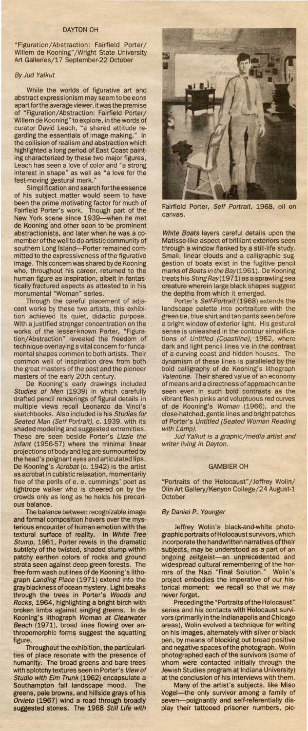## DAYTON OH

"Figuration/Abstraction: Fairfield Porter/ Willem de Kooning"/Wright State University Art Galleries/17 September-22 October

*By Jud Yalkut*

While the worlds of figurative art and abstract expressionism may seem to be eons apart for the average viewer, it was the premise of "Figuration/Abstraction: Fairfield Porter/ Willem de Kooning" to explore, in the words of curator David Leach, "a shared attitude regarding the essentials of image making." In the collision of realism and abstraction which highlighted a long period of East Coast painting characterized by these two major figures, Leach has seen a love of color and "a strong interest in shape" as well as "a love for the fast-moving gestural mark."

Simplification and search for the essence of his subject matter would seem to have been the prime motivating factor for much of Fairfield Porter's work. Though part of the New York scene since 1939—when he met de Kooning and other soon to be prominent abstractionists, and later when he was a comember of the well to do artistic community of southern Long Island—Porter remained committed to the expressiveness of the figurative image. This concern was shared by de Kooning who, throughout his career, returned to the human figure as inspiration, albeit in fantastically fractured aspects as attested to in his monumental "Woman" series.

Through the careful placement of adjacent works by these two artists, this exhibition achieved its quiet, didactic purpose. With a justified stronger concentration on the works of the lesser-known Porter, "Figuration/Abstraction" revealed the freedom of technique overlaying a vital concern for fundamental shapes common to both artists. Their common well of inspiration drew from both the great masters of the past and the pioneer masters of the early 20th century.

De Kooning's early drawings included *Studies of Men* (1939) in which carefully drafted pencil renderings of figural details in multiple views recall Leonardo da Vinci's sketchbooks. Also included is his *Studies for Seated Man (Self Portrait)*, c. 1939, with its shaded modeling and suggested extremities. These are seen beside Porter's *Lizzie the Infant* (1956-57) where the minimal linear projections of body and leg are surmounted by the head's poignant eyes and articulated lips. De Kooning's *Acrobat* (c. 1942) is the artist as acrobat in cubistic relaxation, momentarily free of the perils of e. e. cummings' poet as tightrope walker who is cheered on by the crowds only as long as he holds his precarious balance.

The balance between recognizable image and formal composition hovers over the mysterious encounter of human emotion with the textural surface of reality. In *White Tree Stump*, 1961, Porter revels in the dramatic subtlety of the twisted, shaded stump within patchy earthen colors of rocks and ground strata seen against deep green forests. The free-form wash outlines of de Kooning's lithograph *Landing Place* (1971) extend into the gray blackness of ocean mystery. Light breaks through the trees in Porter's *Woods and Rocks*, 1964, highlighting a bright birch with broken limbs against singing greens. In de Kooning's lithograph *Woman at Clearwater Beach* (1971), broad lines flowing over anthropomorphic forms suggest the squatting figure.

Throughout the exhibition, the particularities of place resonate with the presence of humanity. The broad greens and bare trees with splotchy textures seen in Porter's *View of Studio with Elm Trunk* (1962) encapsulate a Southampton fall landscape mood. The greens, pale browns, and hillside grays of his *Orvieto* (1967) wind a road through broadly suggested stones. The 1968 *Still Life with White Boats* layers careful details upon the Matisse-like aspect of brilliant exteriors seen through a window flanked by a still-life study. Small, linear clouds and a calligraphic suggestion of boats exist in the fugitive pencil marks of *Boats in the Bay* (1961). De Kooning treats his *Sting Ray* (1971) as a sprawling sea creature wherein large black shapes suggest the depths from which it emerged.

Fairfield Porter, *Self Portrait*, 1968, oil on canvas.

Porter's *Self-Portrait* (1968) extends the landscape palette into portraiture with the green tie, blue shirt and tan pants seen before a bright window of exterior light. His gestural sense is unleashed in the contour simplifications of *Untitled (Coastline)*, 1962, where dark and light pencil lines vie in the contrast of a curving coast and hidden houses. The dynamism of these lines is paralleled by the bold calligraphy of de Kooning's lithograph *Valentine*. Their shared value of an economy of means and a directness of approach can be seen even in such bold contrasts as the vibrant flesh pinks and voluptuous red curves of de Kooning's *Woman* (1966), and the close-hatched, gentle lines and bright patches of Porter's *Untitled (Seated Woman Reading with Lamp)*.

*Jud Yalkut is a graphic/media artist and writer living in Dayton.*

## GAMBIER OH

"Portraits of the Holocaust"/Jeffrey Wolin/ Olin Art Gallery/Kenyon College/24 August-1 October

*By Daniel P. Younger*

Jeffrey Wolin's black-and-white photographic portraits of Holocaust survivors, which incorporate the handwritten narratives of their subjects, may be understood as a part of an ongoing zeitgeist—an unprecedented and widespread cultural remembering of the horrors of the Nazi "Final Solution." Wolin's project embodies the imperative of our historical moment: we recall so that we may never forget.

Preceding the "Portraits of the Holocaust" series and his contacts with Holocaust survivors (primarily in the Indianapolis and Chicago areas), Wolin evolved a technique for writing on his images, alternately with silver or black pen, by means of blocking out broad positive and negative spaces of the photograph. Wolin photographed each of the survivors (some of whom were contacted initially through the Jewish Studies program at Indiana University) at the conclusion of his interviews with them.

Many of the artist's subjects, like Miso Vogel—the only survivor among a family of seven—poignantly and self-referentially display their tattooed prisoner numbers, pic-